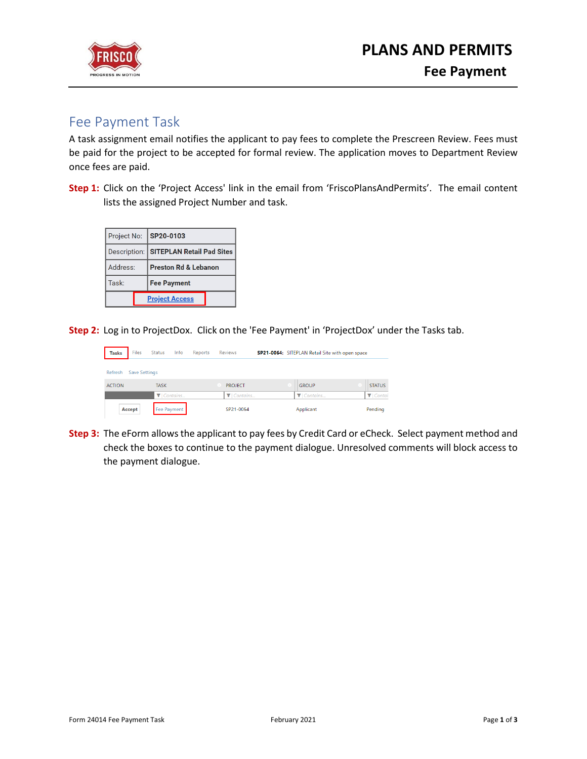# PLANS AND PERMITS

## Fee Payment

## Fee Payment Task

A task assignment email notifies the applicant to pay fees to complete the Prescreen Review. Fees must be paid for the project to be accepted for formal review. The application moves to Department Review once fees are paid.

**Step 1:** Click on the 'Project Access' link in the email from 'FriscoPlansAndPermits'. The email content lists the assigned Project Number and task.

| Project No: | SP20-0103 |
|---|---|
| Description: | SITEPLAN Retail Pad Sites |
| Address: | Preston Rd & Lebanon |
| Task: | Fee Payment |
| Project Access | |

**Step 2:** Log in to ProjectDox. Click on the 'Fee Payment' in 'ProjectDox' under the Tasks tab.

Tasks  Files  Status  Info  Reports  Reviews  **SP21-0064:** SITEPLAN Retail Site with open space

Refresh  Save Settings

| ACTION | TASK | PROJECT | GROUP | STATUS |
|---|---|---|---|---|
| Accept | Fee Payment | SP21-0064 | Applicant | Pending |

**Step 3:** The eForm allows the applicant to pay fees by Credit Card or eCheck. Select payment method and check the boxes to continue to the payment dialogue. Unresolved comments will block access to the payment dialogue.

Form 24014 Fee Payment Task  February 2021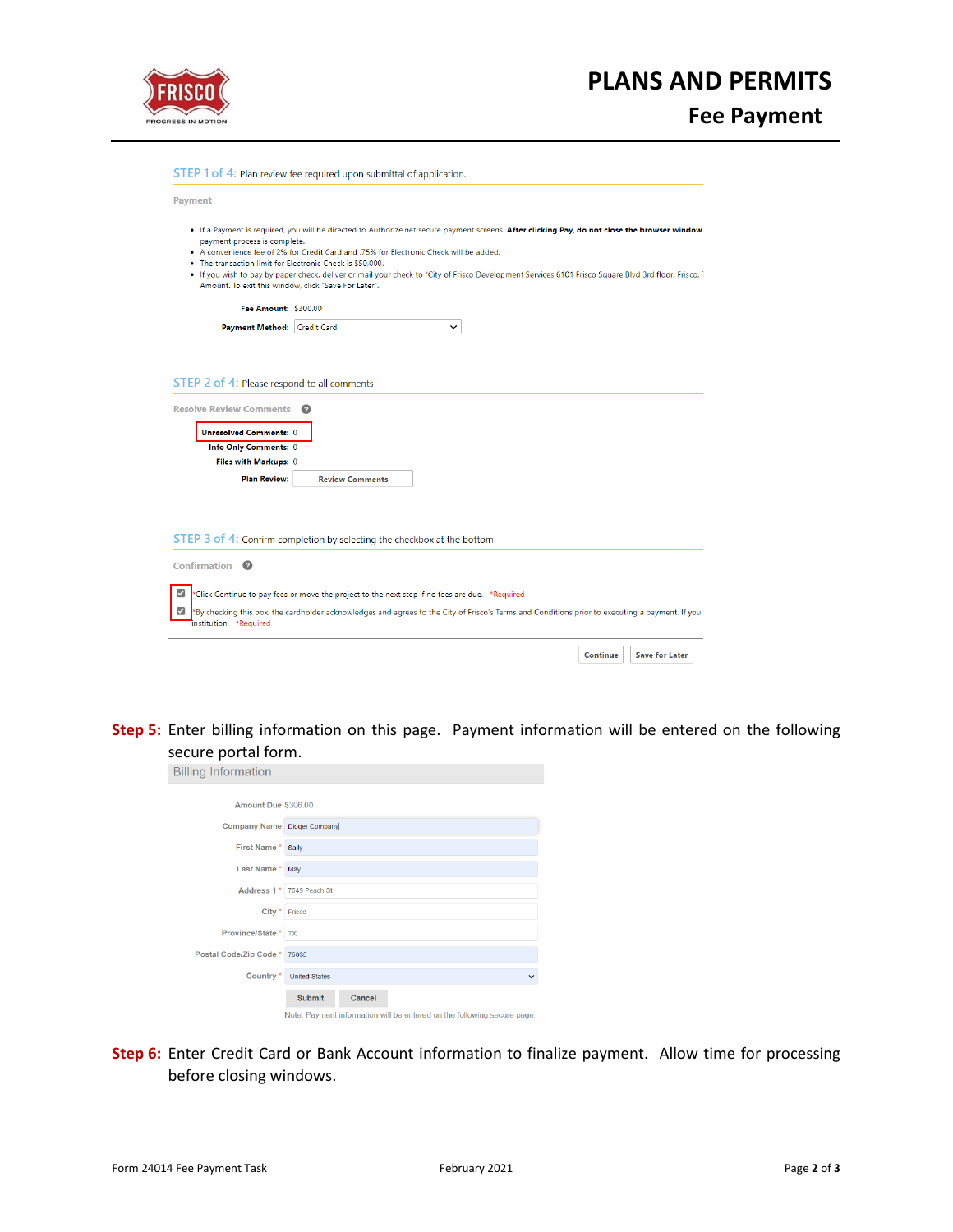STEP 1 of 4: Plan review fee required upon submittal of application.

Payment

- If a Payment is required, you will be directed to Authorize.net secure payment screens. **After clicking Pay, do not close the browser window** payment process is complete.
- A convenience fee of 2% for Credit Card and .75% for Electronic Check will be added.
- The transaction limit for Electronic Check is $50,000.
- If you wish to pay by paper check, deliver or mail your check to "City of Frisco Development Services 6101 Frisco Square Blvd 3rd floor, Frisco, Amount. To exit this window, click "Save For Later".

**Fee Amount:** $300.00

**Payment Method:** Credit Card

STEP 2 of 4: Please respond to all comments

Resolve Review Comments

**Unresolved Comments:** 0

**Info Only Comments:** 0

**Files with Markups:** 0

**Plan Review:** Review Comments

STEP 3 of 4: Confirm completion by selecting the checkbox at the bottom

Confirmation

- [x] *Click Continue to pay fees or move the project to the next step if no fees are due. *Required
- [x] *By checking this box, the cardholder acknowledges and agrees to the City of Frisco's Terms and Conditions prior to executing a payment. If you institution. *Required

Continue | Save for Later

**Step 5:** Enter billing information on this page. Payment information will be entered on the following secure portal form.

Billing Information

Amount Due $306.00

Company Name: Digger Company

First Name *: Sally

Last Name *: May

Address 1 *: 7549 Peach St

City *: Frisco

Province/State *: TX

Postal Code/Zip Code *: 75035

Country *: United States

Submit | Cancel

Note: Payment information will be entered on the following secure page.

**Step 6:** Enter Credit Card or Bank Account information to finalize payment. Allow time for processing before closing windows.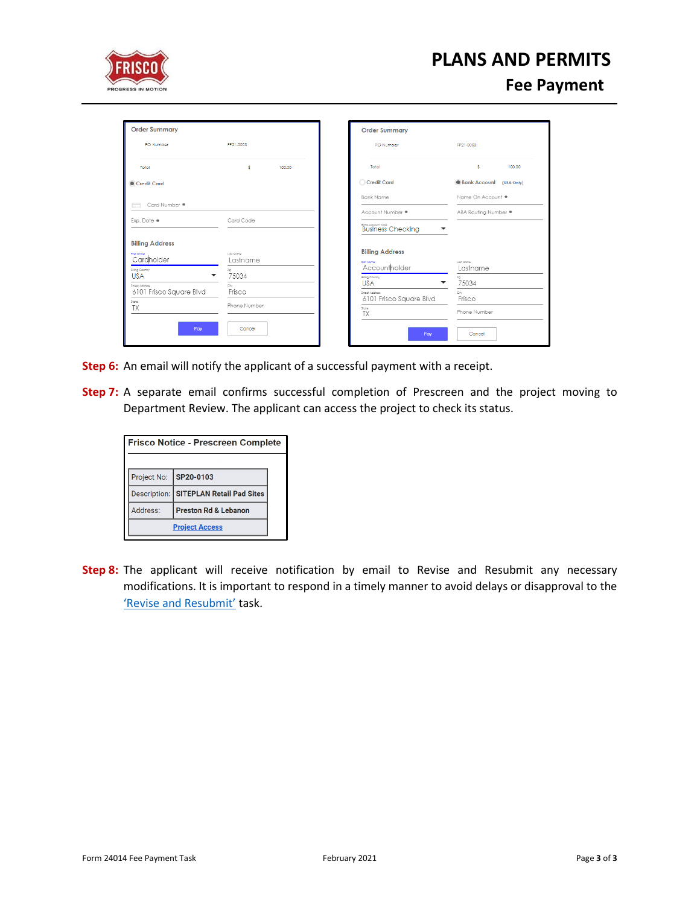# PLANS AND PERMITS

## Fee Payment

Order Summary

PO Number FP21-0003

Total $ 100.00

Credit Card

Card Number *

Exp. Date * Card Code

Billing Address

Cardholder Lastname

USA 75034

6101 Frisco Square Blvd Frisco

TX Phone Number

Pay Cancel

Order Summary

PO Number FP21-0003

Total $ 100.00

Credit Card Bank Account (USA Only)

Bank Name Name On Account *

Account Number * ABA Routing Number *

Business Checking

Billing Address

Accountholder Lastname

USA 75034

6101 Frisco Square Blvd Frisco

TX Phone Number

Pay Cancel

**Step 6:** An email will notify the applicant of a successful payment with a receipt.

**Step 7:** A separate email confirms successful completion of Prescreen and the project moving to Department Review. The applicant can access the project to check its status.

**Frisco Notice - Prescreen Complete**

| | |
|---|---|
| Project No: | **SP20-0103** |
| Description: | **SITEPLAN Retail Pad Sites** |
| Address: | **Preston Rd & Lebanon** |
| Project Access | |

**Step 8:** The applicant will receive notification by email to Revise and Resubmit any necessary modifications. It is important to respond in a timely manner to avoid delays or disapproval to the 'Revise and Resubmit' task.

Form 24014 Fee Payment Task February 2021